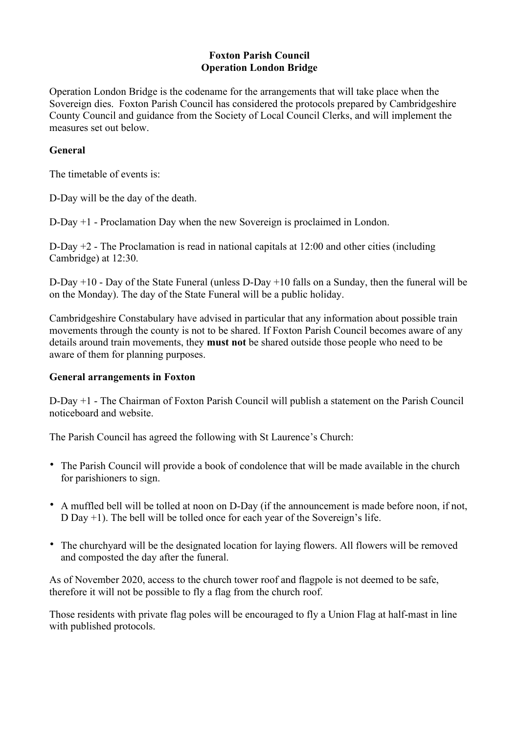# Foxton Parish Council
## Operation London Bridge

Operation London Bridge is the codename for the arrangements that will take place when the Sovereign dies. Foxton Parish Council has considered the protocols prepared by Cambridgeshire County Council and guidance from the Society of Local Council Clerks, and will implement the measures set out below.

**General**

The timetable of events is:

D-Day will be the day of the death.

D-Day +1 - Proclamation Day when the new Sovereign is proclaimed in London.

D-Day +2 - The Proclamation is read in national capitals at 12:00 and other cities (including Cambridge) at 12:30.

D-Day +10 - Day of the State Funeral (unless D-Day +10 falls on a Sunday, then the funeral will be on the Monday). The day of the State Funeral will be a public holiday.

Cambridgeshire Constabulary have advised in particular that any information about possible train movements through the county is not to be shared. If Foxton Parish Council becomes aware of any details around train movements, they **must not** be shared outside those people who need to be aware of them for planning purposes.

**General arrangements in Foxton**

D-Day +1 - The Chairman of Foxton Parish Council will publish a statement on the Parish Council noticeboard and website.

The Parish Council has agreed the following with St Laurence's Church:

- The Parish Council will provide a book of condolence that will be made available in the church for parishioners to sign.
- A muffled bell will be tolled at noon on D-Day (if the announcement is made before noon, if not, D Day +1). The bell will be tolled once for each year of the Sovereign's life.
- The churchyard will be the designated location for laying flowers. All flowers will be removed and composted the day after the funeral.

As of November 2020, access to the church tower roof and flagpole is not deemed to be safe, therefore it will not be possible to fly a flag from the church roof.

Those residents with private flag poles will be encouraged to fly a Union Flag at half-mast in line with published protocols.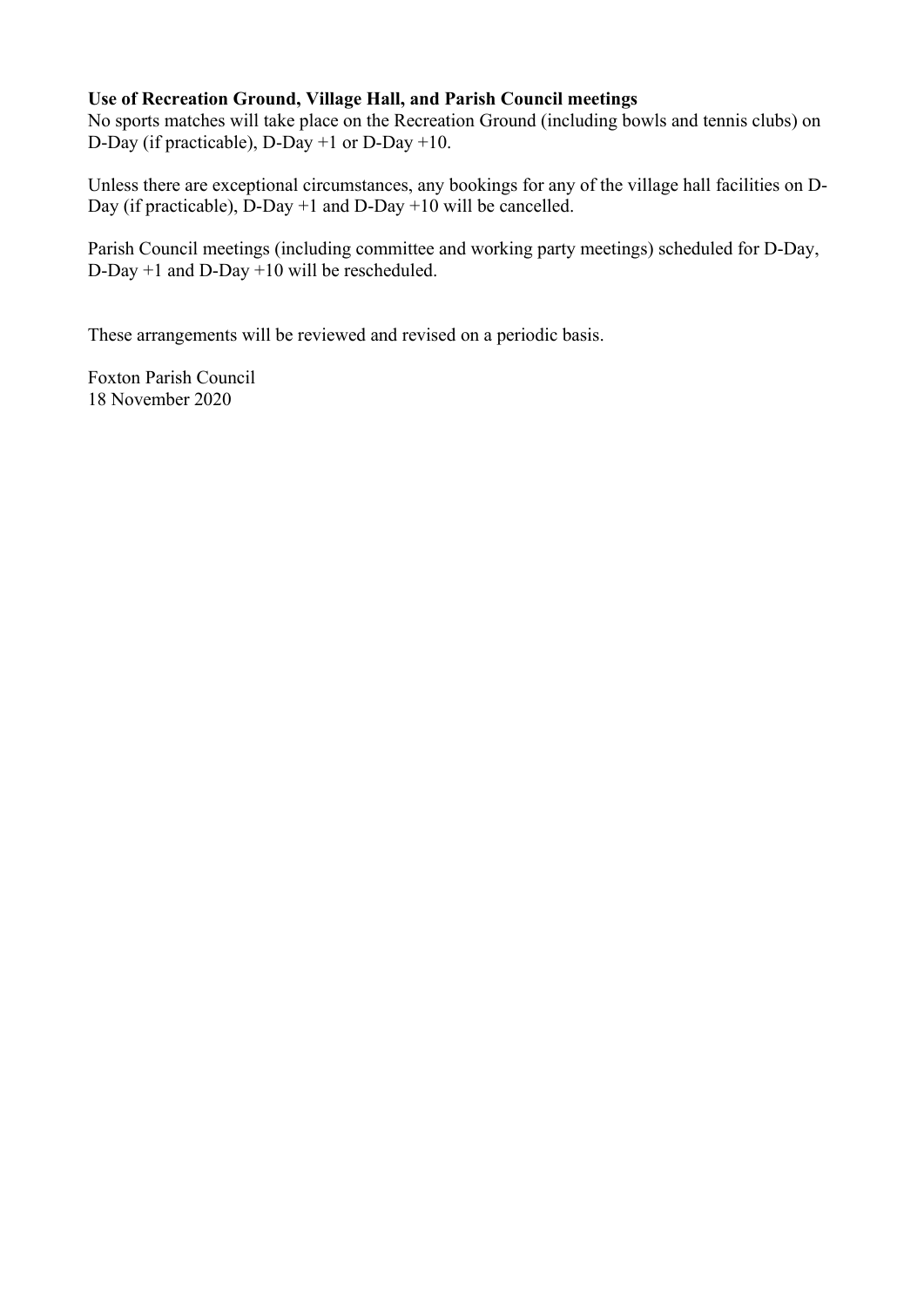**Use of Recreation Ground, Village Hall, and Parish Council meetings**

No sports matches will take place on the Recreation Ground (including bowls and tennis clubs) on D-Day (if practicable), D-Day +1 or D-Day +10.

Unless there are exceptional circumstances, any bookings for any of the village hall facilities on D-Day (if practicable), D-Day +1 and D-Day +10 will be cancelled.

Parish Council meetings (including committee and working party meetings) scheduled for D-Day, D-Day +1 and D-Day +10 will be rescheduled.

These arrangements will be reviewed and revised on a periodic basis.

Foxton Parish Council
18 November 2020